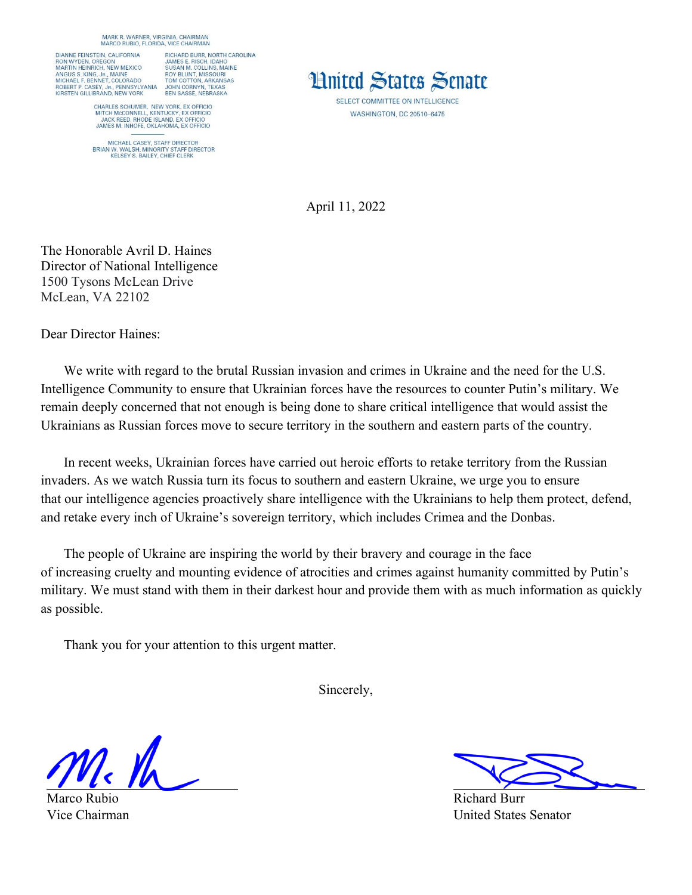MARK R. WARNER, VIRGINIA, CHAIRMAN
MARCO RUBIO, FLORIDA, VICE CHAIRMAN

DIANNE FEINSTEIN, CALIFORNIA
RON WYDEN, OREGON
MARTIN HEINRICH, NEW MEXICO
ANGUS S. KING, Jr., MAINE
MICHAEL F. BENNET, COLORADO
ROBERT P. CASEY, Jr., PENNSYLVANIA
KIRSTEN GILLIBRAND, NEW YORK

RICHARD BURR, NORTH CAROLINA
JAMES E. RISCH, IDAHO
SUSAN M. COLLINS, MAINE
ROY BLUNT, MISSOURI
TOM COTTON, ARKANSAS
JOHN CORNYN, TEXAS
BEN SASSE, NEBRASKA

CHARLES SCHUMER, NEW YORK, EX OFFICIO
MITCH McCONNELL, KENTUCKY, EX OFFICIO
JACK REED, RHODE ISLAND, EX OFFICIO
JAMES M. INHOFE, OKLAHOMA, EX OFFICIO

MICHAEL CASEY, STAFF DIRECTOR
BRIAN W. WALSH, MINORITY STAFF DIRECTOR
KELSEY S. BAILEY, CHIEF CLERK

# United States Senate

SELECT COMMITTEE ON INTELLIGENCE
WASHINGTON, DC 20510–6475

April 11, 2022

The Honorable Avril D. Haines
Director of National Intelligence
1500 Tysons McLean Drive
McLean, VA 22102

Dear Director Haines:

We write with regard to the brutal Russian invasion and crimes in Ukraine and the need for the U.S. Intelligence Community to ensure that Ukrainian forces have the resources to counter Putin's military. We remain deeply concerned that not enough is being done to share critical intelligence that would assist the Ukrainians as Russian forces move to secure territory in the southern and eastern parts of the country.

In recent weeks, Ukrainian forces have carried out heroic efforts to retake territory from the Russian invaders. As we watch Russia turn its focus to southern and eastern Ukraine, we urge you to ensure that our intelligence agencies proactively share intelligence with the Ukrainians to help them protect, defend, and retake every inch of Ukraine's sovereign territory, which includes Crimea and the Donbas.

The people of Ukraine are inspiring the world by their bravery and courage in the face of increasing cruelty and mounting evidence of atrocities and crimes against humanity committed by Putin's military. We must stand with them in their darkest hour and provide them with as much information as quickly as possible.

Thank you for your attention to this urgent matter.

Sincerely,

Marco Rubio
Vice Chairman

Richard Burr
United States Senator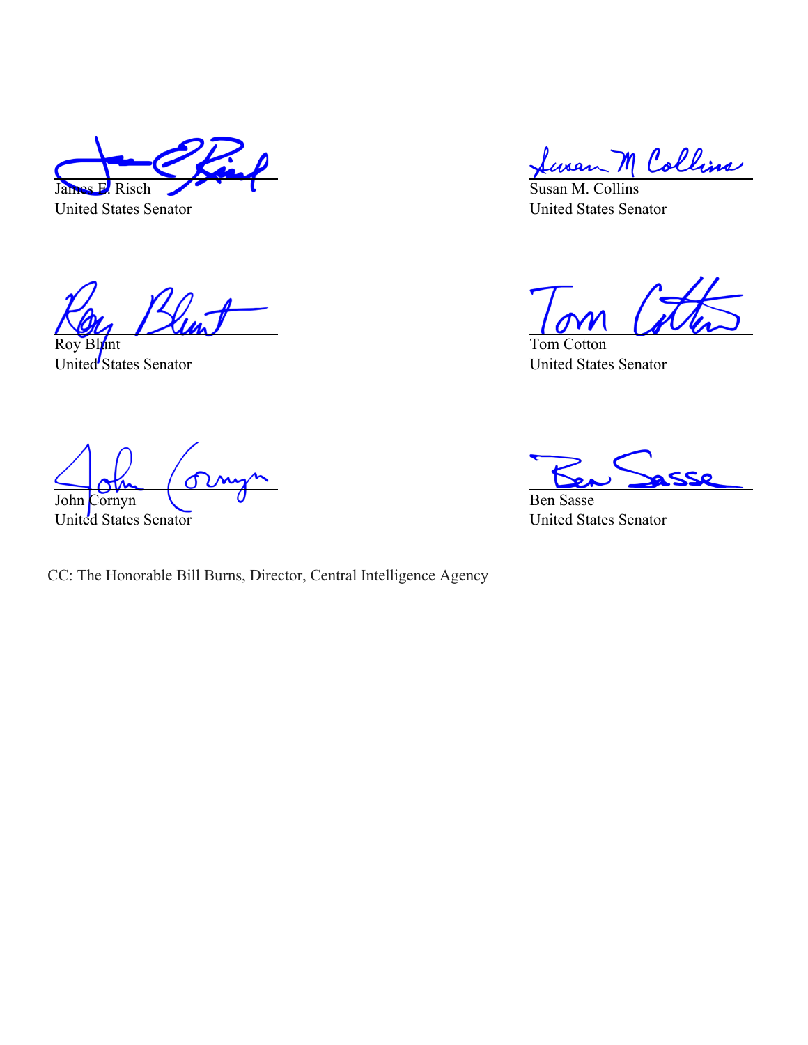James E. Risch
United States Senator

Susan M. Collins
United States Senator

Roy Blunt
United States Senator

Tom Cotton
United States Senator

John Cornyn
United States Senator

Ben Sasse
United States Senator

CC: The Honorable Bill Burns, Director, Central Intelligence Agency